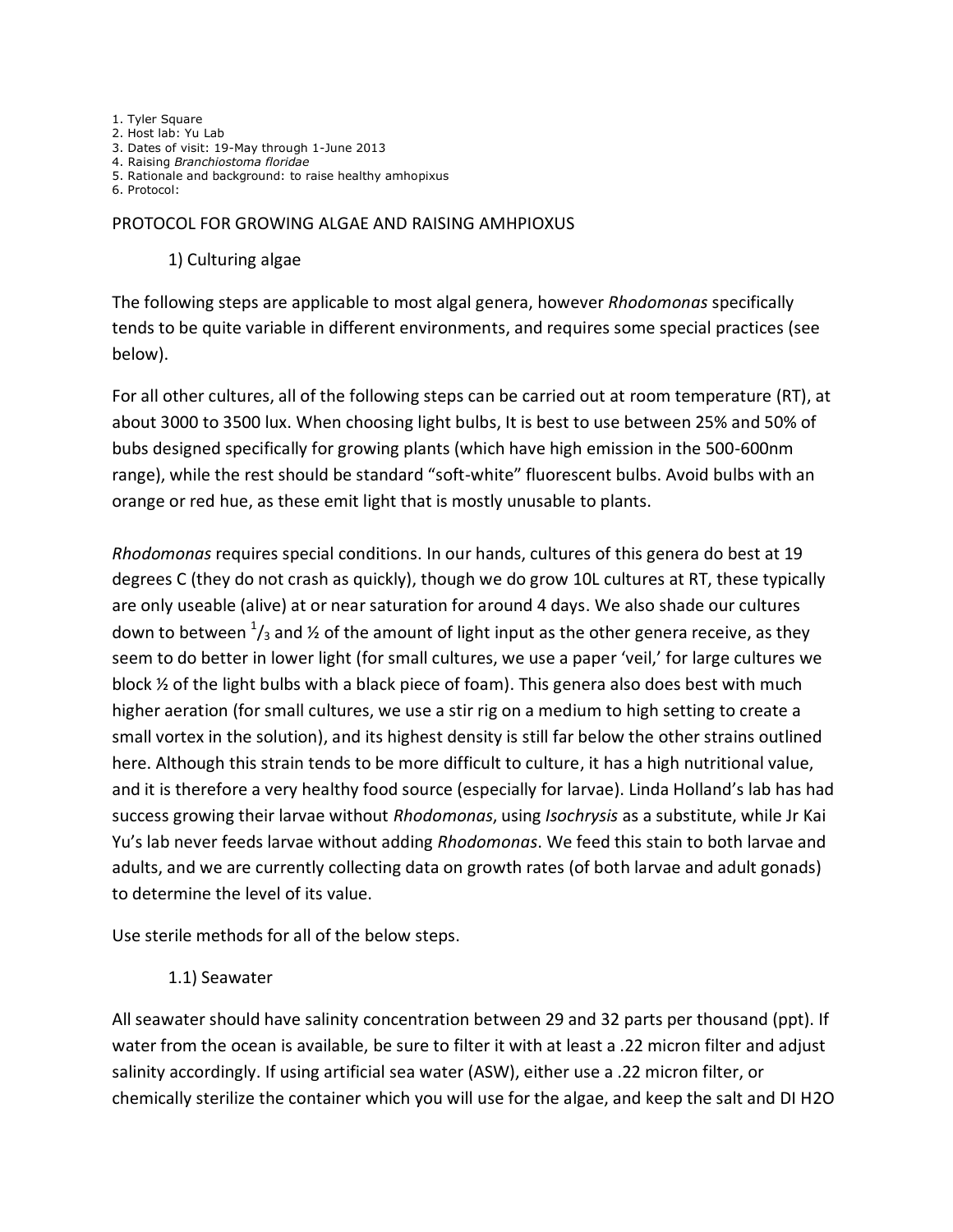1. Tyler Square
2. Host lab: Yu Lab
3. Dates of visit: 19-May through 1-June 2013
4. Raising *Branchiostoma floridae*
5. Rationale and background: to raise healthy amhopixus
6. Protocol:

## PROTOCOL FOR GROWING ALGAE AND RAISING AMHPIOXUS

### 1) Culturing algae

The following steps are applicable to most algal genera, however *Rhodomonas* specifically tends to be quite variable in different environments, and requires some special practices (see below).

For all other cultures, all of the following steps can be carried out at room temperature (RT), at about 3000 to 3500 lux. When choosing light bulbs, It is best to use between 25% and 50% of bubs designed specifically for growing plants (which have high emission in the 500-600nm range), while the rest should be standard "soft-white" fluorescent bulbs. Avoid bulbs with an orange or red hue, as these emit light that is mostly unusable to plants.

*Rhodomonas* requires special conditions. In our hands, cultures of this genera do best at 19 degrees C (they do not crash as quickly), though we do grow 10L cultures at RT, these typically are only useable (alive) at or near saturation for around 4 days. We also shade our cultures down to between $^{1}/_{3}$ and ½ of the amount of light input as the other genera receive, as they seem to do better in lower light (for small cultures, we use a paper 'veil,' for large cultures we block ½ of the light bulbs with a black piece of foam). This genera also does best with much higher aeration (for small cultures, we use a stir rig on a medium to high setting to create a small vortex in the solution), and its highest density is still far below the other strains outlined here. Although this strain tends to be more difficult to culture, it has a high nutritional value, and it is therefore a very healthy food source (especially for larvae). Linda Holland's lab has had success growing their larvae without *Rhodomonas*, using *Isochrysis* as a substitute, while Jr Kai Yu's lab never feeds larvae without adding *Rhodomonas*. We feed this stain to both larvae and adults, and we are currently collecting data on growth rates (of both larvae and adult gonads) to determine the level of its value.

Use sterile methods for all of the below steps.

### 1.1) Seawater

All seawater should have salinity concentration between 29 and 32 parts per thousand (ppt). If water from the ocean is available, be sure to filter it with at least a .22 micron filter and adjust salinity accordingly. If using artificial sea water (ASW), either use a .22 micron filter, or chemically sterilize the container which you will use for the algae, and keep the salt and DI H2O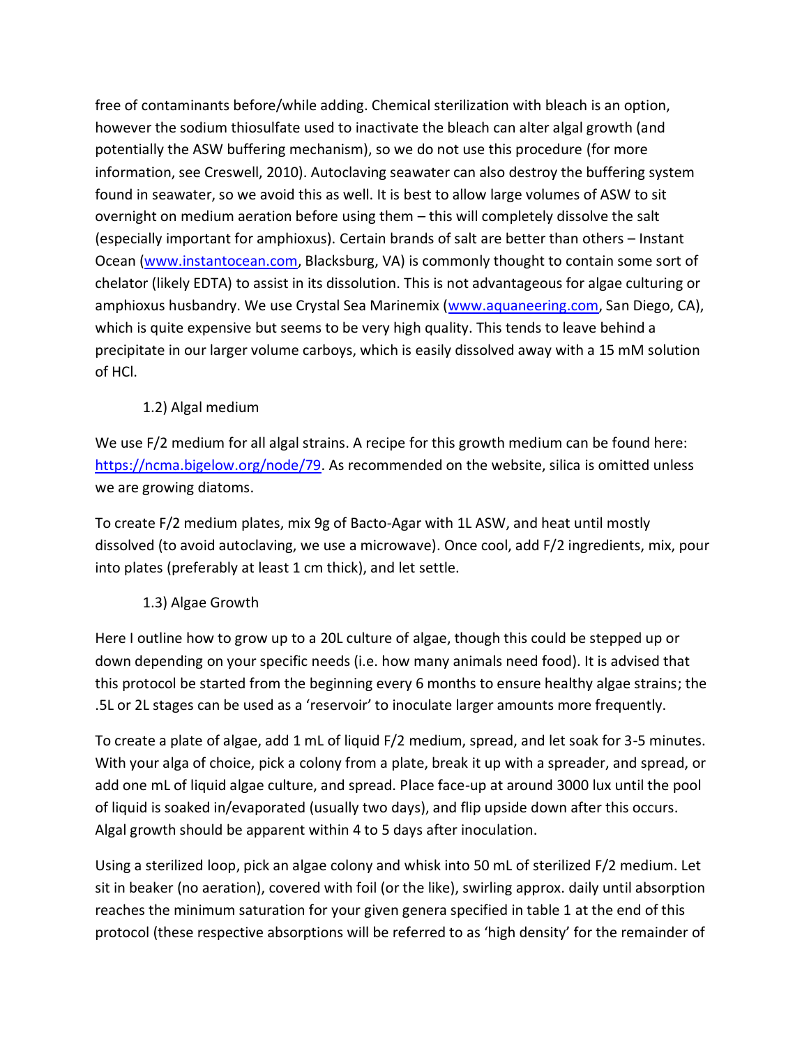free of contaminants before/while adding. Chemical sterilization with bleach is an option, however the sodium thiosulfate used to inactivate the bleach can alter algal growth (and potentially the ASW buffering mechanism), so we do not use this procedure (for more information, see Creswell, 2010). Autoclaving seawater can also destroy the buffering system found in seawater, so we avoid this as well. It is best to allow large volumes of ASW to sit overnight on medium aeration before using them – this will completely dissolve the salt (especially important for amphioxus). Certain brands of salt are better than others – Instant Ocean (www.instantocean.com, Blacksburg, VA) is commonly thought to contain some sort of chelator (likely EDTA) to assist in its dissolution. This is not advantageous for algae culturing or amphioxus husbandry. We use Crystal Sea Marinemix (www.aquaneering.com, San Diego, CA), which is quite expensive but seems to be very high quality. This tends to leave behind a precipitate in our larger volume carboys, which is easily dissolved away with a 15 mM solution of HCl.

### 1.2) Algal medium

We use F/2 medium for all algal strains. A recipe for this growth medium can be found here: https://ncma.bigelow.org/node/79. As recommended on the website, silica is omitted unless we are growing diatoms.

To create F/2 medium plates, mix 9g of Bacto-Agar with 1L ASW, and heat until mostly dissolved (to avoid autoclaving, we use a microwave). Once cool, add F/2 ingredients, mix, pour into plates (preferably at least 1 cm thick), and let settle.

### 1.3) Algae Growth

Here I outline how to grow up to a 20L culture of algae, though this could be stepped up or down depending on your specific needs (i.e. how many animals need food). It is advised that this protocol be started from the beginning every 6 months to ensure healthy algae strains; the .5L or 2L stages can be used as a 'reservoir' to inoculate larger amounts more frequently.

To create a plate of algae, add 1 mL of liquid F/2 medium, spread, and let soak for 3-5 minutes. With your alga of choice, pick a colony from a plate, break it up with a spreader, and spread, or add one mL of liquid algae culture, and spread. Place face-up at around 3000 lux until the pool of liquid is soaked in/evaporated (usually two days), and flip upside down after this occurs. Algal growth should be apparent within 4 to 5 days after inoculation.

Using a sterilized loop, pick an algae colony and whisk into 50 mL of sterilized F/2 medium. Let sit in beaker (no aeration), covered with foil (or the like), swirling approx. daily until absorption reaches the minimum saturation for your given genera specified in table 1 at the end of this protocol (these respective absorptions will be referred to as 'high density' for the remainder of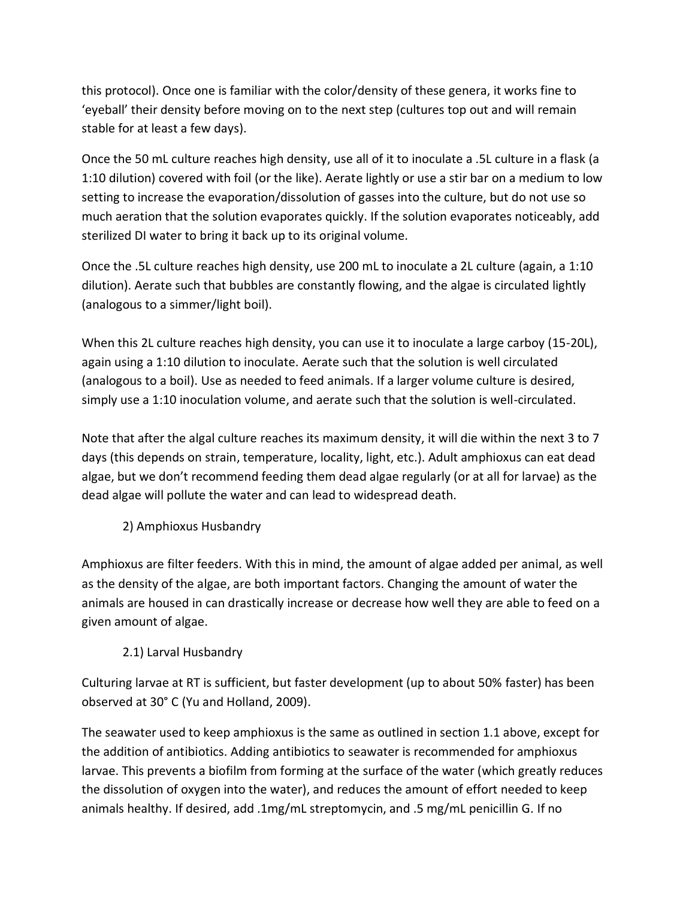this protocol). Once one is familiar with the color/density of these genera, it works fine to 'eyeball' their density before moving on to the next step (cultures top out and will remain stable for at least a few days).

Once the 50 mL culture reaches high density, use all of it to inoculate a .5L culture in a flask (a 1:10 dilution) covered with foil (or the like). Aerate lightly or use a stir bar on a medium to low setting to increase the evaporation/dissolution of gasses into the culture, but do not use so much aeration that the solution evaporates quickly. If the solution evaporates noticeably, add sterilized DI water to bring it back up to its original volume.

Once the .5L culture reaches high density, use 200 mL to inoculate a 2L culture (again, a 1:10 dilution). Aerate such that bubbles are constantly flowing, and the algae is circulated lightly (analogous to a simmer/light boil).

When this 2L culture reaches high density, you can use it to inoculate a large carboy (15-20L), again using a 1:10 dilution to inoculate. Aerate such that the solution is well circulated (analogous to a boil). Use as needed to feed animals. If a larger volume culture is desired, simply use a 1:10 inoculation volume, and aerate such that the solution is well-circulated.

Note that after the algal culture reaches its maximum density, it will die within the next 3 to 7 days (this depends on strain, temperature, locality, light, etc.). Adult amphioxus can eat dead algae, but we don't recommend feeding them dead algae regularly (or at all for larvae) as the dead algae will pollute the water and can lead to widespread death.

## 2) Amphioxus Husbandry

Amphioxus are filter feeders. With this in mind, the amount of algae added per animal, as well as the density of the algae, are both important factors. Changing the amount of water the animals are housed in can drastically increase or decrease how well they are able to feed on a given amount of algae.

### 2.1) Larval Husbandry

Culturing larvae at RT is sufficient, but faster development (up to about 50% faster) has been observed at 30° C (Yu and Holland, 2009).

The seawater used to keep amphioxus is the same as outlined in section 1.1 above, except for the addition of antibiotics. Adding antibiotics to seawater is recommended for amphioxus larvae. This prevents a biofilm from forming at the surface of the water (which greatly reduces the dissolution of oxygen into the water), and reduces the amount of effort needed to keep animals healthy. If desired, add .1mg/mL streptomycin, and .5 mg/mL penicillin G. If no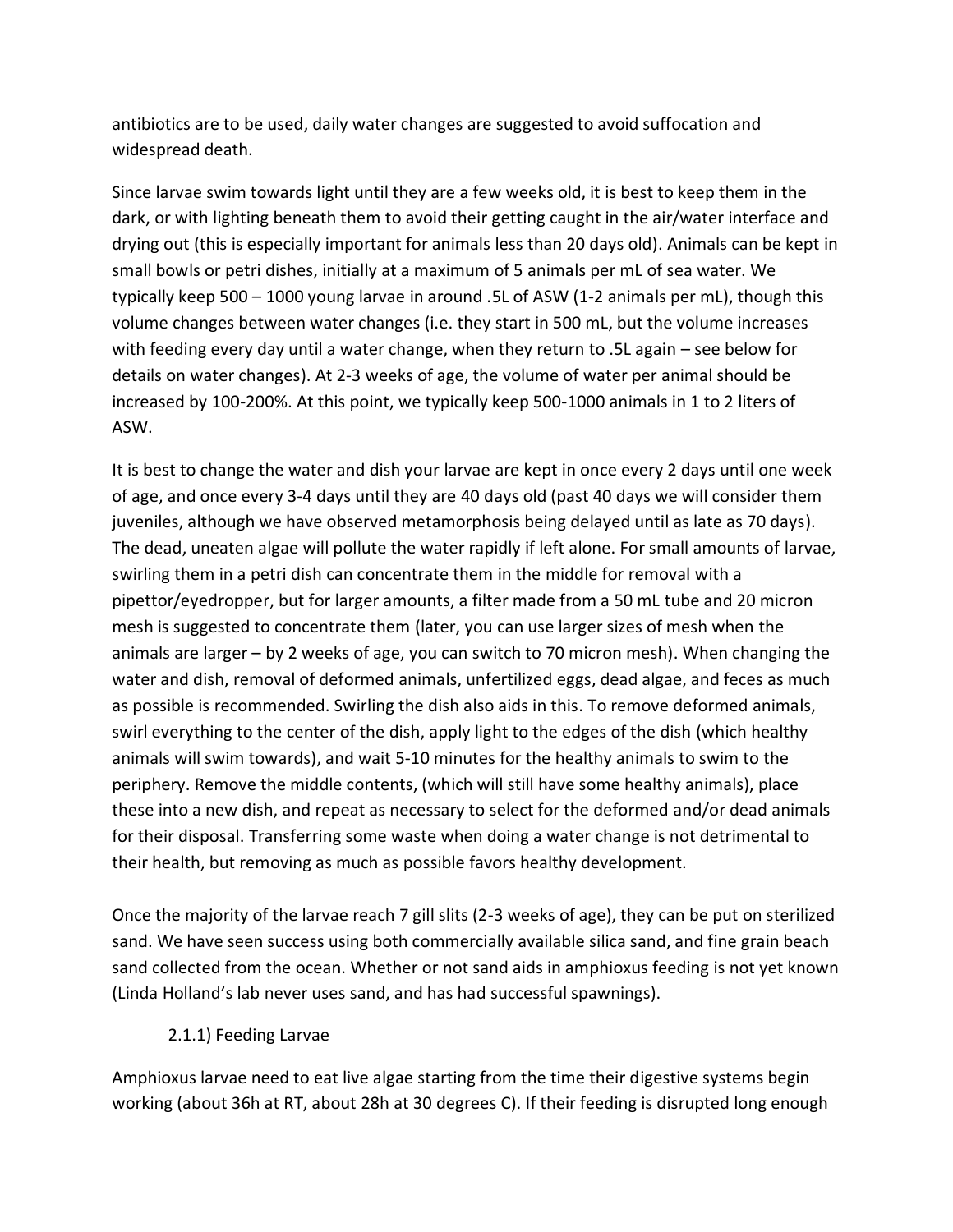antibiotics are to be used, daily water changes are suggested to avoid suffocation and widespread death.

Since larvae swim towards light until they are a few weeks old, it is best to keep them in the dark, or with lighting beneath them to avoid their getting caught in the air/water interface and drying out (this is especially important for animals less than 20 days old). Animals can be kept in small bowls or petri dishes, initially at a maximum of 5 animals per mL of sea water. We typically keep 500 – 1000 young larvae in around .5L of ASW (1-2 animals per mL), though this volume changes between water changes (i.e. they start in 500 mL, but the volume increases with feeding every day until a water change, when they return to .5L again – see below for details on water changes). At 2-3 weeks of age, the volume of water per animal should be increased by 100-200%. At this point, we typically keep 500-1000 animals in 1 to 2 liters of ASW.

It is best to change the water and dish your larvae are kept in once every 2 days until one week of age, and once every 3-4 days until they are 40 days old (past 40 days we will consider them juveniles, although we have observed metamorphosis being delayed until as late as 70 days). The dead, uneaten algae will pollute the water rapidly if left alone. For small amounts of larvae, swirling them in a petri dish can concentrate them in the middle for removal with a pipettor/eyedropper, but for larger amounts, a filter made from a 50 mL tube and 20 micron mesh is suggested to concentrate them (later, you can use larger sizes of mesh when the animals are larger – by 2 weeks of age, you can switch to 70 micron mesh). When changing the water and dish, removal of deformed animals, unfertilized eggs, dead algae, and feces as much as possible is recommended. Swirling the dish also aids in this. To remove deformed animals, swirl everything to the center of the dish, apply light to the edges of the dish (which healthy animals will swim towards), and wait 5-10 minutes for the healthy animals to swim to the periphery. Remove the middle contents, (which will still have some healthy animals), place these into a new dish, and repeat as necessary to select for the deformed and/or dead animals for their disposal. Transferring some waste when doing a water change is not detrimental to their health, but removing as much as possible favors healthy development.

Once the majority of the larvae reach 7 gill slits (2-3 weeks of age), they can be put on sterilized sand. We have seen success using both commercially available silica sand, and fine grain beach sand collected from the ocean. Whether or not sand aids in amphioxus feeding is not yet known (Linda Holland's lab never uses sand, and has had successful spawnings).

### 2.1.1) Feeding Larvae

Amphioxus larvae need to eat live algae starting from the time their digestive systems begin working (about 36h at RT, about 28h at 30 degrees C). If their feeding is disrupted long enough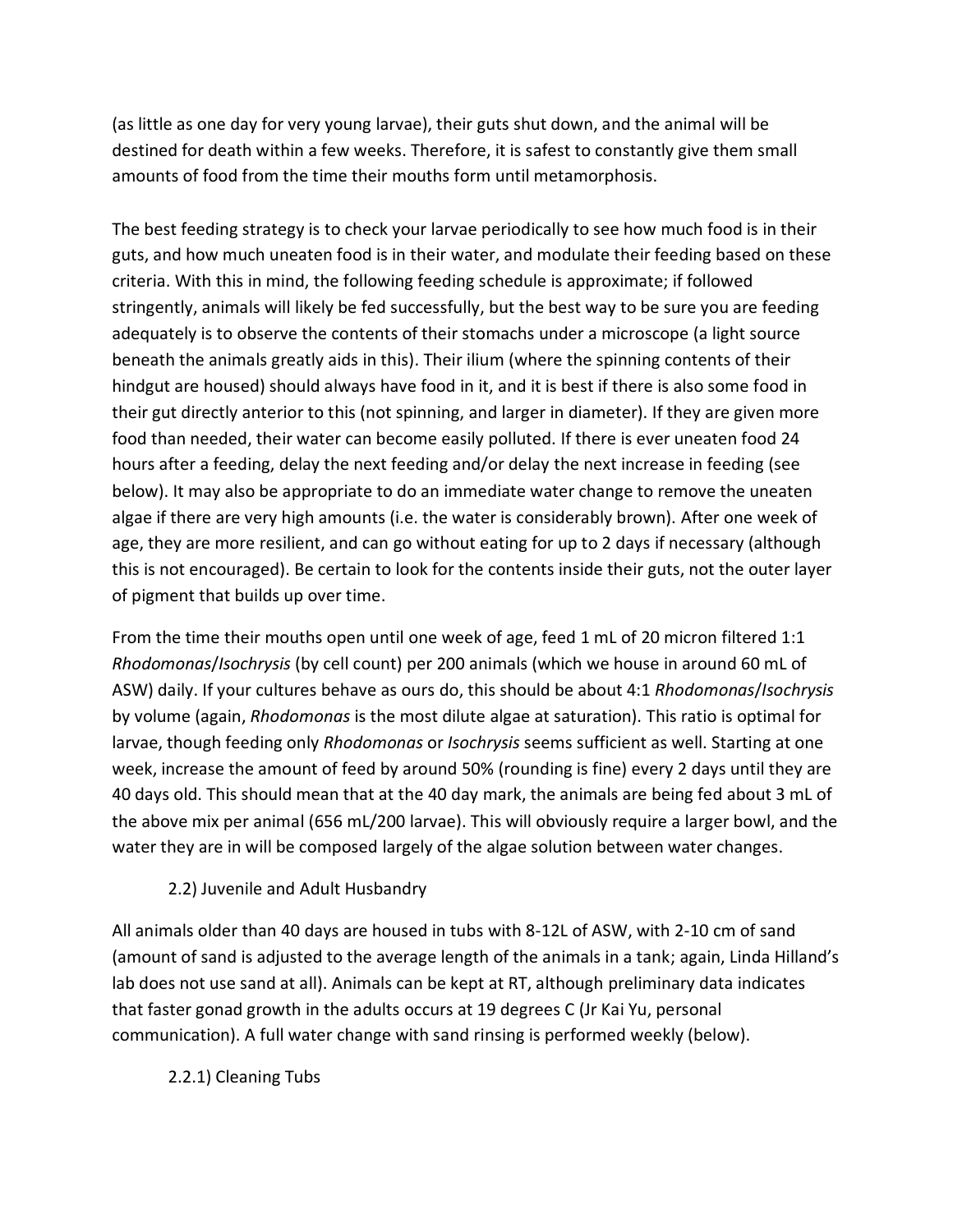(as little as one day for very young larvae), their guts shut down, and the animal will be destined for death within a few weeks. Therefore, it is safest to constantly give them small amounts of food from the time their mouths form until metamorphosis.

The best feeding strategy is to check your larvae periodically to see how much food is in their guts, and how much uneaten food is in their water, and modulate their feeding based on these criteria. With this in mind, the following feeding schedule is approximate; if followed stringently, animals will likely be fed successfully, but the best way to be sure you are feeding adequately is to observe the contents of their stomachs under a microscope (a light source beneath the animals greatly aids in this). Their ilium (where the spinning contents of their hindgut are housed) should always have food in it, and it is best if there is also some food in their gut directly anterior to this (not spinning, and larger in diameter). If they are given more food than needed, their water can become easily polluted. If there is ever uneaten food 24 hours after a feeding, delay the next feeding and/or delay the next increase in feeding (see below). It may also be appropriate to do an immediate water change to remove the uneaten algae if there are very high amounts (i.e. the water is considerably brown). After one week of age, they are more resilient, and can go without eating for up to 2 days if necessary (although this is not encouraged). Be certain to look for the contents inside their guts, not the outer layer of pigment that builds up over time.

From the time their mouths open until one week of age, feed 1 mL of 20 micron filtered 1:1 *Rhodomonas*/*Isochrysis* (by cell count) per 200 animals (which we house in around 60 mL of ASW) daily. If your cultures behave as ours do, this should be about 4:1 *Rhodomonas*/*Isochrysis* by volume (again, *Rhodomonas* is the most dilute algae at saturation). This ratio is optimal for larvae, though feeding only *Rhodomonas* or *Isochrysis* seems sufficient as well. Starting at one week, increase the amount of feed by around 50% (rounding is fine) every 2 days until they are 40 days old. This should mean that at the 40 day mark, the animals are being fed about 3 mL of the above mix per animal (656 mL/200 larvae). This will obviously require a larger bowl, and the water they are in will be composed largely of the algae solution between water changes.

### 2.2) Juvenile and Adult Husbandry

All animals older than 40 days are housed in tubs with 8-12L of ASW, with 2-10 cm of sand (amount of sand is adjusted to the average length of the animals in a tank; again, Linda Hilland's lab does not use sand at all). Animals can be kept at RT, although preliminary data indicates that faster gonad growth in the adults occurs at 19 degrees C (Jr Kai Yu, personal communication). A full water change with sand rinsing is performed weekly (below).

#### 2.2.1) Cleaning Tubs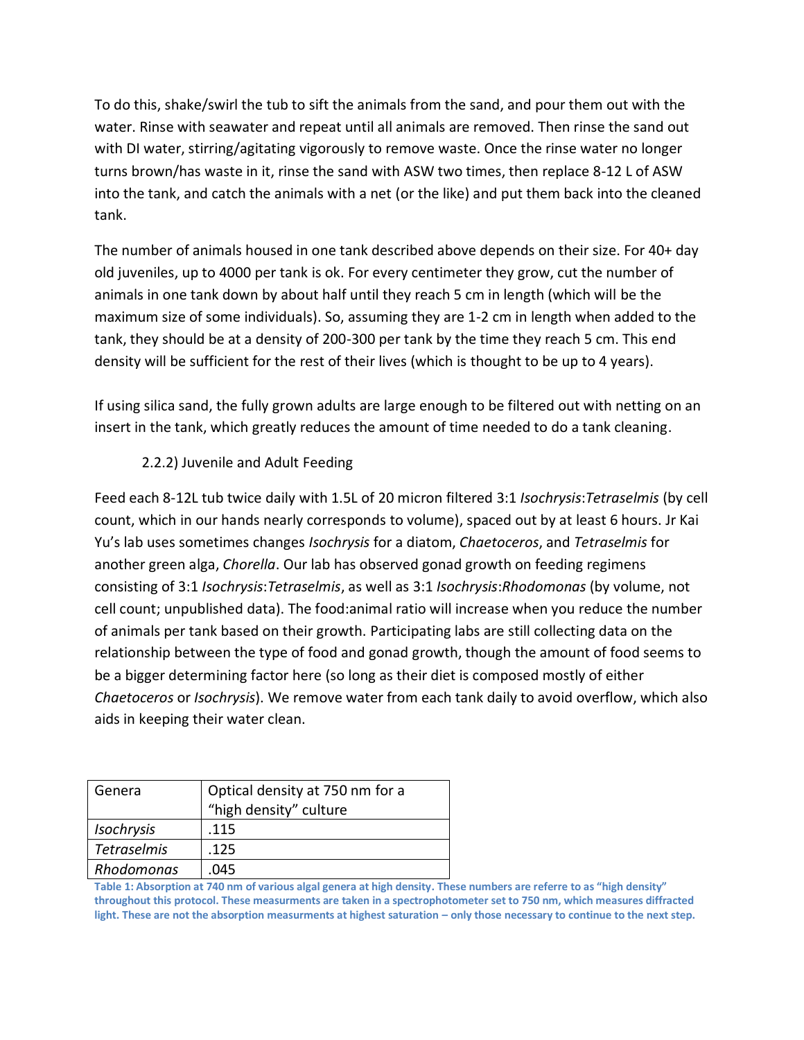To do this, shake/swirl the tub to sift the animals from the sand, and pour them out with the water. Rinse with seawater and repeat until all animals are removed. Then rinse the sand out with DI water, stirring/agitating vigorously to remove waste. Once the rinse water no longer turns brown/has waste in it, rinse the sand with ASW two times, then replace 8-12 L of ASW into the tank, and catch the animals with a net (or the like) and put them back into the cleaned tank.

The number of animals housed in one tank described above depends on their size. For 40+ day old juveniles, up to 4000 per tank is ok. For every centimeter they grow, cut the number of animals in one tank down by about half until they reach 5 cm in length (which will be the maximum size of some individuals). So, assuming they are 1-2 cm in length when added to the tank, they should be at a density of 200-300 per tank by the time they reach 5 cm. This end density will be sufficient for the rest of their lives (which is thought to be up to 4 years).

If using silica sand, the fully grown adults are large enough to be filtered out with netting on an insert in the tank, which greatly reduces the amount of time needed to do a tank cleaning.

### 2.2.2) Juvenile and Adult Feeding

Feed each 8-12L tub twice daily with 1.5L of 20 micron filtered 3:1 *Isochrysis*:*Tetraselmis* (by cell count, which in our hands nearly corresponds to volume), spaced out by at least 6 hours. Jr Kai Yu's lab uses sometimes changes *Isochrysis* for a diatom, *Chaetoceros*, and *Tetraselmis* for another green alga, *Chorella*. Our lab has observed gonad growth on feeding regimens consisting of 3:1 *Isochrysis*:*Tetraselmis*, as well as 3:1 *Isochrysis*:*Rhodomonas* (by volume, not cell count; unpublished data). The food:animal ratio will increase when you reduce the number of animals per tank based on their growth. Participating labs are still collecting data on the relationship between the type of food and gonad growth, though the amount of food seems to be a bigger determining factor here (so long as their diet is composed mostly of either *Chaetoceros* or *Isochrysis*). We remove water from each tank daily to avoid overflow, which also aids in keeping their water clean.

| Genera | Optical density at 750 nm for a "high density" culture |
|---|---|
| *Isochrysis* | .115 |
| *Tetraselmis* | .125 |
| *Rhodomonas* | .045 |

**Table 1: Absorption at 740 nm of various algal genera at high density. These numbers are referre to as "high density" throughout this protocol. These measurments are taken in a spectrophotometer set to 750 nm, which measures diffracted light. These are not the absorption measurments at highest saturation – only those necessary to continue to the next step.**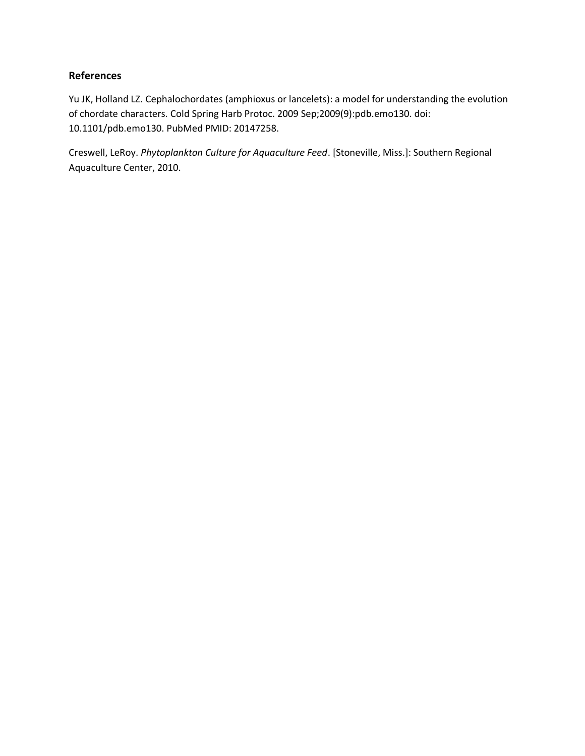## References

Yu JK, Holland LZ. Cephalochordates (amphioxus or lancelets): a model for understanding the evolution of chordate characters. Cold Spring Harb Protoc. 2009 Sep;2009(9):pdb.emo130. doi: 10.1101/pdb.emo130. PubMed PMID: 20147258.

Creswell, LeRoy. *Phytoplankton Culture for Aquaculture Feed*. [Stoneville, Miss.]: Southern Regional Aquaculture Center, 2010.